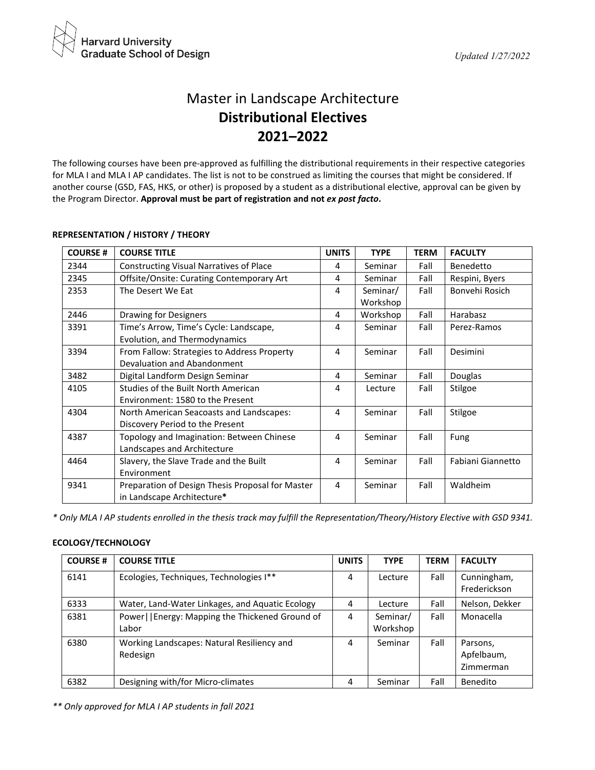Harvard University
Graduate School of Design

*Updated 1/27/2022*

# Master in Landscape Architecture
# **Distributional Electives**
# **2021–2022**

The following courses have been pre-approved as fulfilling the distributional requirements in their respective categories for MLA I and MLA I AP candidates. The list is not to be construed as limiting the courses that might be considered. If another course (GSD, FAS, HKS, or other) is proposed by a student as a distributional elective, approval can be given by the Program Director. **Approval must be part of registration and not *ex post facto*.**

### REPRESENTATION / HISTORY / THEORY

| COURSE # | COURSE TITLE | UNITS | TYPE | TERM | FACULTY |
|---|---|---|---|---|---|
| 2344 | Constructing Visual Narratives of Place | 4 | Seminar | Fall | Benedetto |
| 2345 | Offsite/Onsite: Curating Contemporary Art | 4 | Seminar | Fall | Respini, Byers |
| 2353 | The Desert We Eat | 4 | Seminar/ Workshop | Fall | Bonvehi Rosich |
| 2446 | Drawing for Designers | 4 | Workshop | Fall | Harabasz |
| 3391 | Time's Arrow, Time's Cycle: Landscape, Evolution, and Thermodynamics | 4 | Seminar | Fall | Perez-Ramos |
| 3394 | From Fallow: Strategies to Address Property Devaluation and Abandonment | 4 | Seminar | Fall | Desimini |
| 3482 | Digital Landform Design Seminar | 4 | Seminar | Fall | Douglas |
| 4105 | Studies of the Built North American Environment: 1580 to the Present | 4 | Lecture | Fall | Stilgoe |
| 4304 | North American Seacoasts and Landscapes: Discovery Period to the Present | 4 | Seminar | Fall | Stilgoe |
| 4387 | Topology and Imagination: Between Chinese Landscapes and Architecture | 4 | Seminar | Fall | Fung |
| 4464 | Slavery, the Slave Trade and the Built Environment | 4 | Seminar | Fall | Fabiani Giannetto |
| 9341 | Preparation of Design Thesis Proposal for Master in Landscape Architecture**\*** | 4 | Seminar | Fall | Waldheim |

*\* Only MLA I AP students enrolled in the thesis track may fulfill the Representation/Theory/History Elective with GSD 9341.*

### ECOLOGY/TECHNOLOGY

| COURSE # | COURSE TITLE | UNITS | TYPE | TERM | FACULTY |
|---|---|---|---|---|---|
| 6141 | Ecologies, Techniques, Technologies I** | 4 | Lecture | Fall | Cunningham, Frederickson |
| 6333 | Water, Land-Water Linkages, and Aquatic Ecology | 4 | Lecture | Fall | Nelson, Dekker |
| 6381 | Power\|\|Energy: Mapping the Thickened Ground of Labor | 4 | Seminar/ Workshop | Fall | Monacella |
| 6380 | Working Landscapes: Natural Resiliency and Redesign | 4 | Seminar | Fall | Parsons, Apfelbaum, Zimmerman |
| 6382 | Designing with/for Micro-climates | 4 | Seminar | Fall | Benedito |

*\*\* Only approved for MLA I AP students in fall 2021*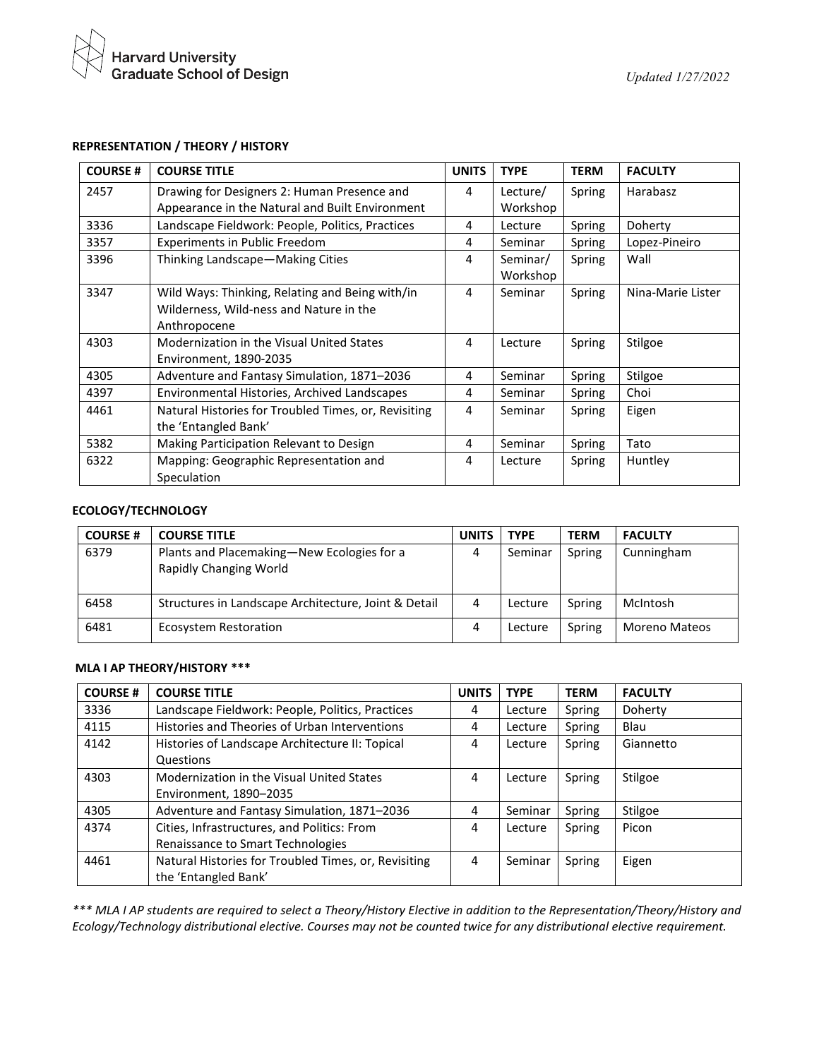Harvard University
Graduate School of Design

*Updated 1/27/2022*

### REPRESENTATION / THEORY / HISTORY

| COURSE # | COURSE TITLE | UNITS | TYPE | TERM | FACULTY |
|---|---|---|---|---|---|
| 2457 | Drawing for Designers 2: Human Presence and Appearance in the Natural and Built Environment | 4 | Lecture/ Workshop | Spring | Harabasz |
| 3336 | Landscape Fieldwork: People, Politics, Practices | 4 | Lecture | Spring | Doherty |
| 3357 | Experiments in Public Freedom | 4 | Seminar | Spring | Lopez-Pineiro |
| 3396 | Thinking Landscape—Making Cities | 4 | Seminar/ Workshop | Spring | Wall |
| 3347 | Wild Ways: Thinking, Relating and Being with/in Wilderness, Wild-ness and Nature in the Anthropocene | 4 | Seminar | Spring | Nina-Marie Lister |
| 4303 | Modernization in the Visual United States Environment, 1890-2035 | 4 | Lecture | Spring | Stilgoe |
| 4305 | Adventure and Fantasy Simulation, 1871–2036 | 4 | Seminar | Spring | Stilgoe |
| 4397 | Environmental Histories, Archived Landscapes | 4 | Seminar | Spring | Choi |
| 4461 | Natural Histories for Troubled Times, or, Revisiting the 'Entangled Bank' | 4 | Seminar | Spring | Eigen |
| 5382 | Making Participation Relevant to Design | 4 | Seminar | Spring | Tato |
| 6322 | Mapping: Geographic Representation and Speculation | 4 | Lecture | Spring | Huntley |

### ECOLOGY/TECHNOLOGY

| COURSE # | COURSE TITLE | UNITS | TYPE | TERM | FACULTY |
|---|---|---|---|---|---|
| 6379 | Plants and Placemaking—New Ecologies for a Rapidly Changing World | 4 | Seminar | Spring | Cunningham |
| 6458 | Structures in Landscape Architecture, Joint & Detail | 4 | Lecture | Spring | McIntosh |
| 6481 | Ecosystem Restoration | 4 | Lecture | Spring | Moreno Mateos |

### MLA I AP THEORY/HISTORY ***

| COURSE # | COURSE TITLE | UNITS | TYPE | TERM | FACULTY |
|---|---|---|---|---|---|
| 3336 | Landscape Fieldwork: People, Politics, Practices | 4 | Lecture | Spring | Doherty |
| 4115 | Histories and Theories of Urban Interventions | 4 | Lecture | Spring | Blau |
| 4142 | Histories of Landscape Architecture II: Topical Questions | 4 | Lecture | Spring | Giannetto |
| 4303 | Modernization in the Visual United States Environment, 1890–2035 | 4 | Lecture | Spring | Stilgoe |
| 4305 | Adventure and Fantasy Simulation, 1871–2036 | 4 | Seminar | Spring | Stilgoe |
| 4374 | Cities, Infrastructures, and Politics: From Renaissance to Smart Technologies | 4 | Lecture | Spring | Picon |
| 4461 | Natural Histories for Troubled Times, or, Revisiting the 'Entangled Bank' | 4 | Seminar | Spring | Eigen |

*\*\*\* MLA I AP students are required to select a Theory/History Elective in addition to the Representation/Theory/History and Ecology/Technology distributional elective. Courses may not be counted twice for any distributional elective requirement.*